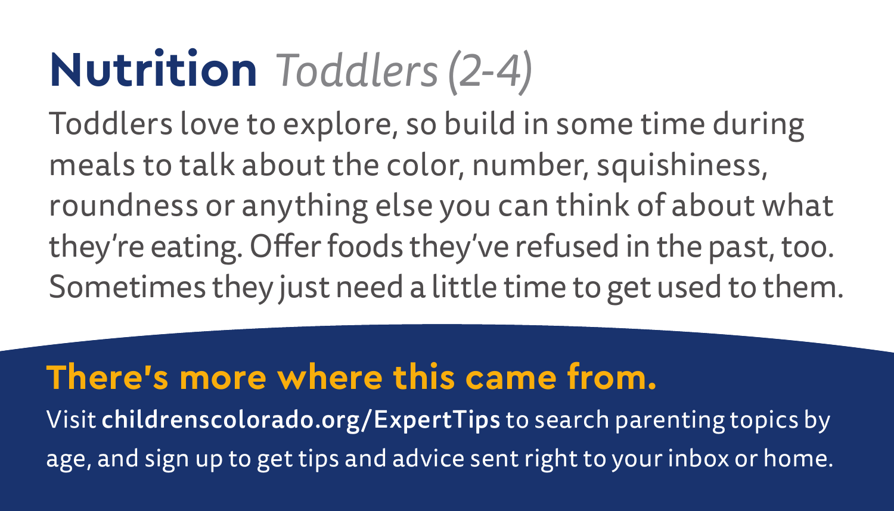# **Nutrition** *Toddlers (2-4)*

Toddlers love to explore, so build in some time during meals to talk about the color, number, squishiness, roundness or anything else you can think of about what they're eating. Offer foods they've refused in the past, too. Sometimes they just need a little time to get used to them.

## There's more where this came from.

Visit **childrenscolorado.org/ExpertTips** to search parenting topics by age, and sign up to get tips and advice sent right to your inbox or home.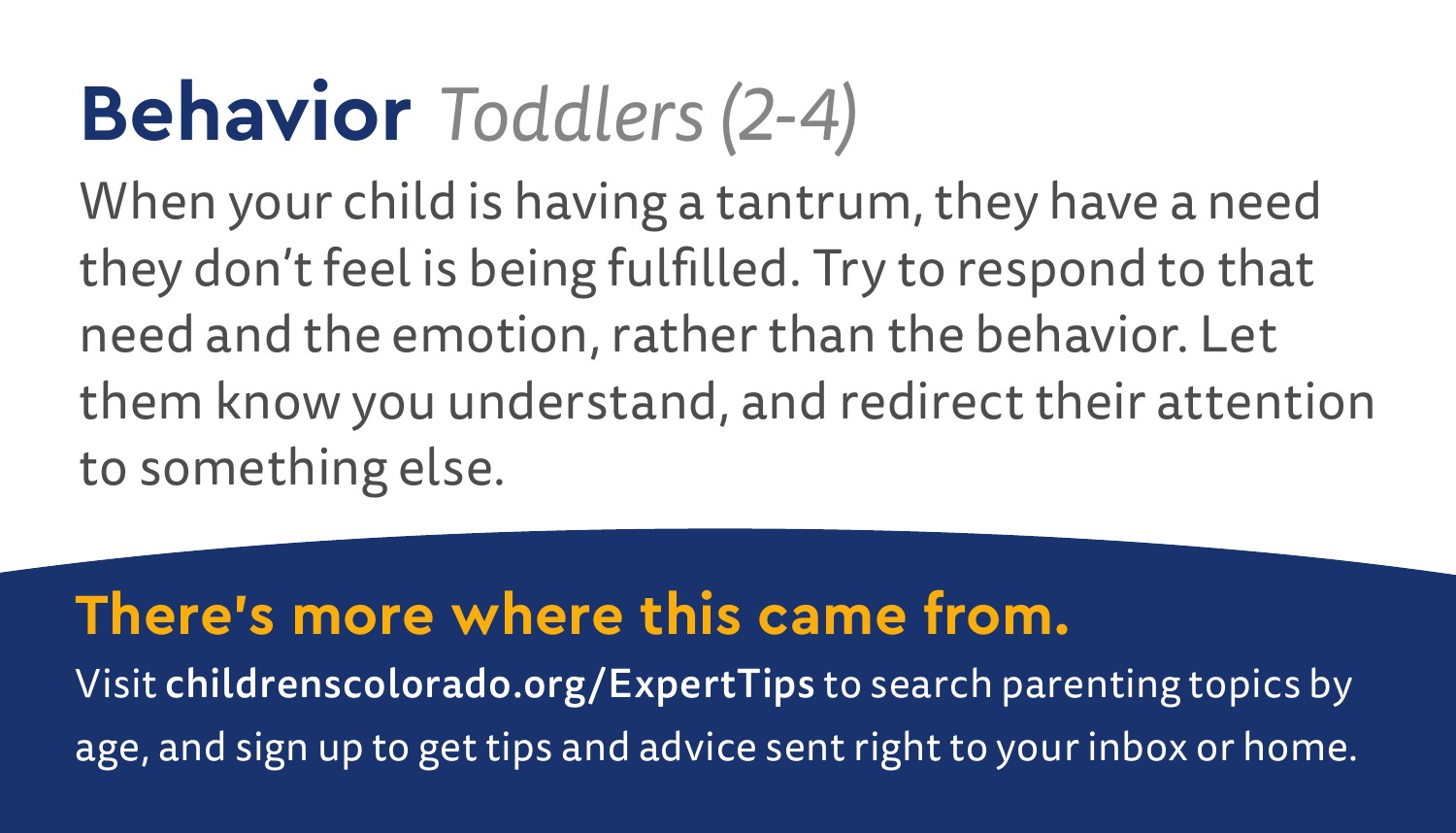# **Behavior** *Toddlers (2-4)*

When your child is having a tantrum, they have a need they don't feel is being fulfilled. Try to respond to that need and the emotion, rather than the behavior. Let them know you understand, and redirect their attention to something else.

## There's more where this came from.

Visit **childrenscolorado.org/ExpertTips** to search parenting topics by age, and sign up to get tips and advice sent right to your inbox or home.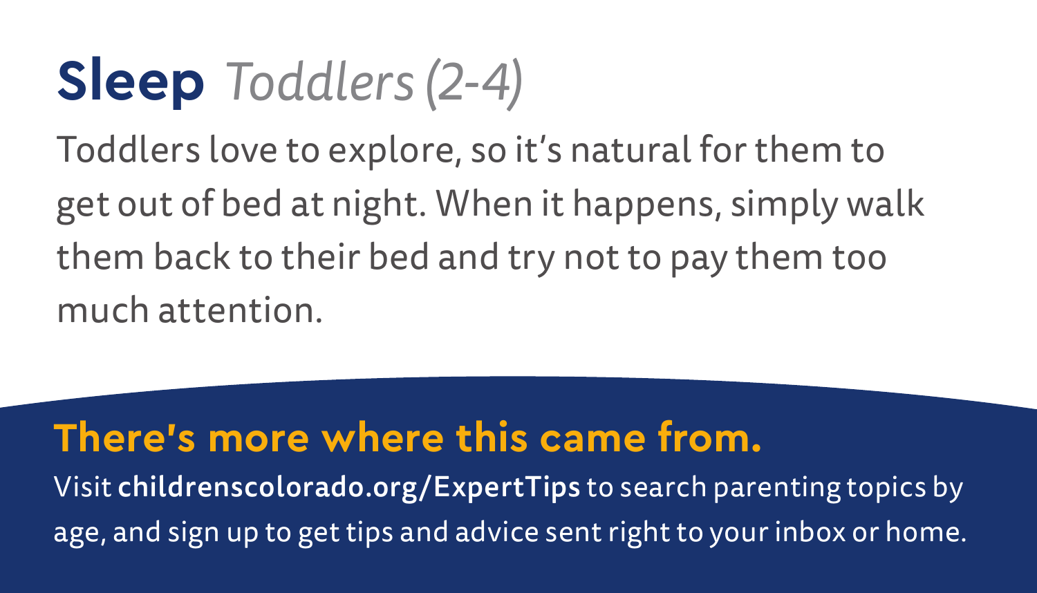# **Sleep** *Toddlers (2-4)*

Toddlers love to explore, so it's natural for them to get out of bed at night. When it happens, simply walk them back to their bed and try not to pay them too much attention.

## There's more where this came from.

Visit **childrenscolorado.org/ExpertTips** to search parenting topics by age, and sign up to get tips and advice sent right to your inbox or home.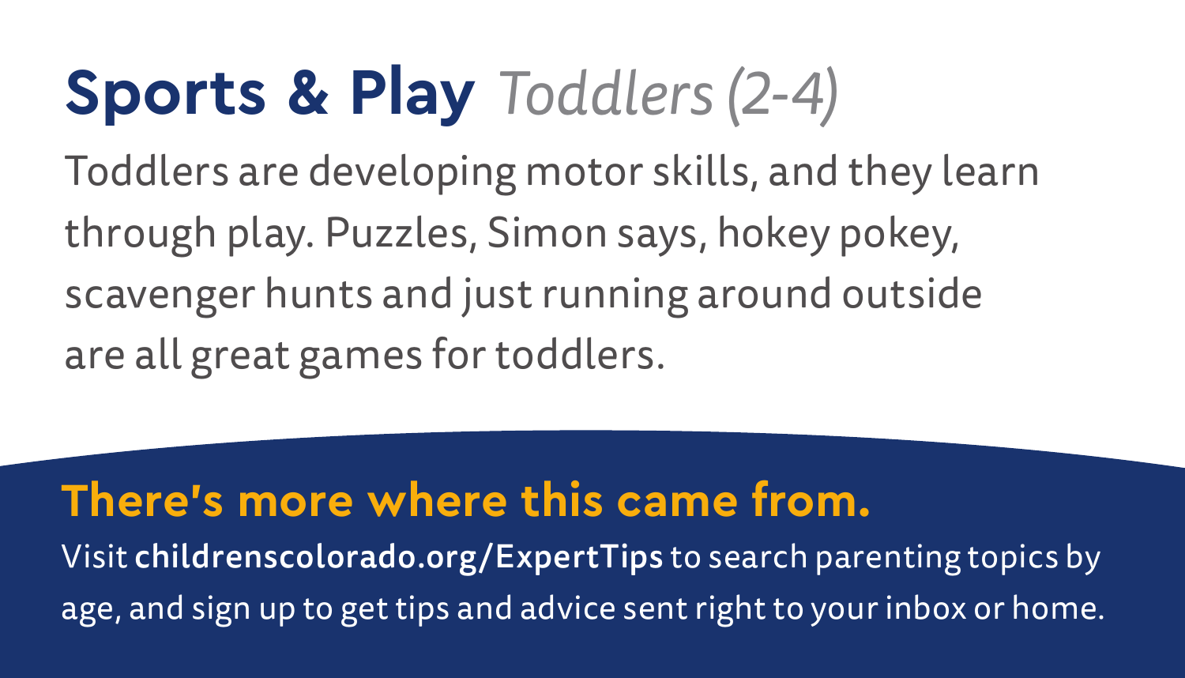# Sports & Play *Toddlers (2-4)*

Toddlers are developing motor skills, and they learn through play. Puzzles, Simon says, hokey pokey, scavenger hunts and just running around outside are all great games for toddlers.

## There's more where this came from.

Visit **childrenscolorado.org/ExpertTips** to search parenting topics by age, and sign up to get tips and advice sent right to your inbox or home.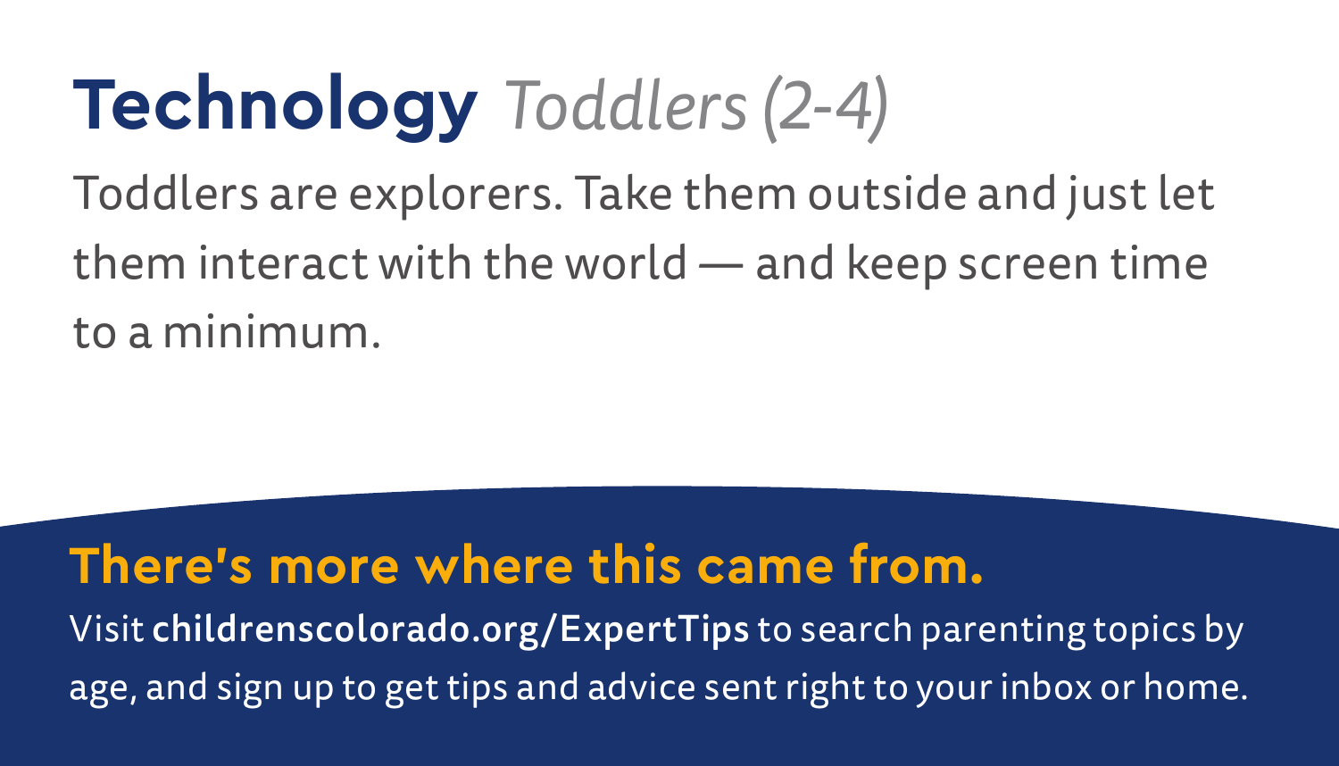# **Technology** *Toddlers (2-4)*

Toddlers are explorers. Take them outside and just let them interact with the world — and keep screen time to a minimum.

## There's more where this came from.

Visit **childrenscolorado.org/ExpertTips** to search parenting topics by age, and sign up to get tips and advice sent right to your inbox or home.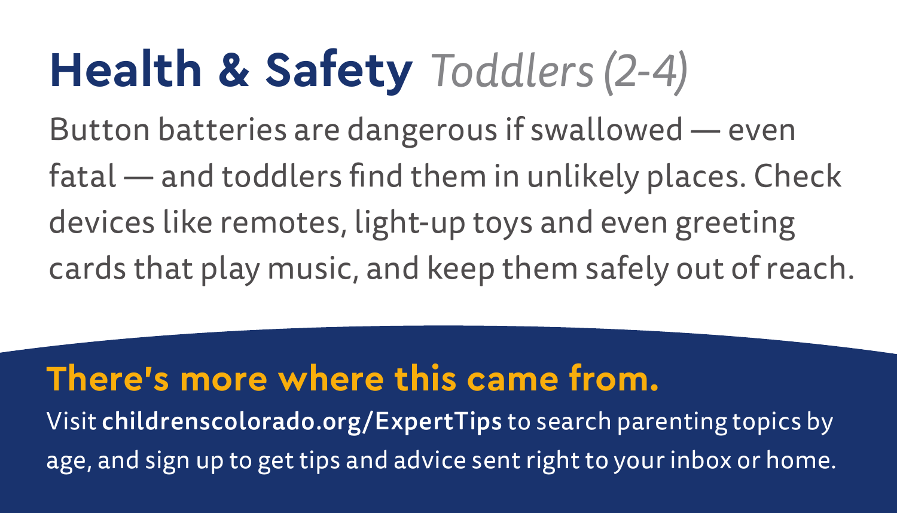# Health & Safety *Toddlers (2-4)*

Button batteries are dangerous if swallowed — even fatal — and toddlers find them in unlikely places. Check devices like remotes, light-up toys and even greeting cards that play music, and keep them safely out of reach.

## There's more where this came from.

Visit **childrenscolorado.org/ExpertTips** to search parenting topics by age, and sign up to get tips and advice sent right to your inbox or home.